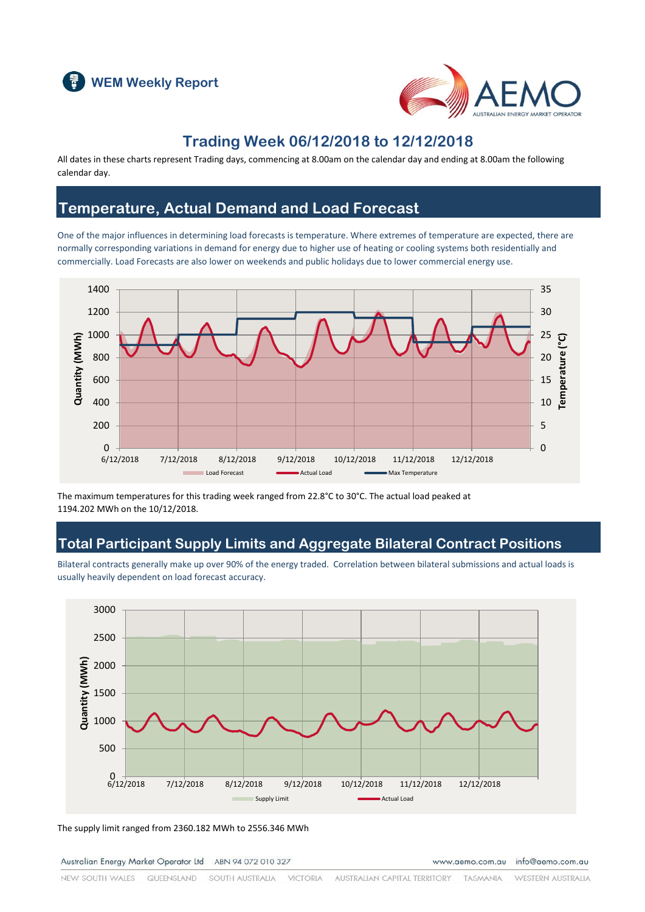# WEM Weekly Report

## Trading Week 06/12/2018 to 12/12/2018

All dates in these charts represent Trading days, commencing at 8.00am on the calendar day and ending at 8.00am the following calendar day.

## Temperature, Actual Demand and Load Forecast

One of the major influences in determining load forecasts is temperature. Where extremes of temperature are expected, there are normally corresponding variations in demand for energy due to higher use of heating or cooling systems both residentially and commercially. Load Forecasts are also lower on weekends and public holidays due to lower commercial energy use.

The maximum temperatures for this trading week ranged from 22.8°C to 30°C. The actual load peaked at 1194.202 MWh on the 10/12/2018.

## Total Participant Supply Limits and Aggregate Bilateral Contract Positions

Bilateral contracts generally make up over 90% of the energy traded. Correlation between bilateral submissions and actual loads is usually heavily dependent on load forecast accuracy.

The supply limit ranged from 2360.182 MWh to 2556.346 MWh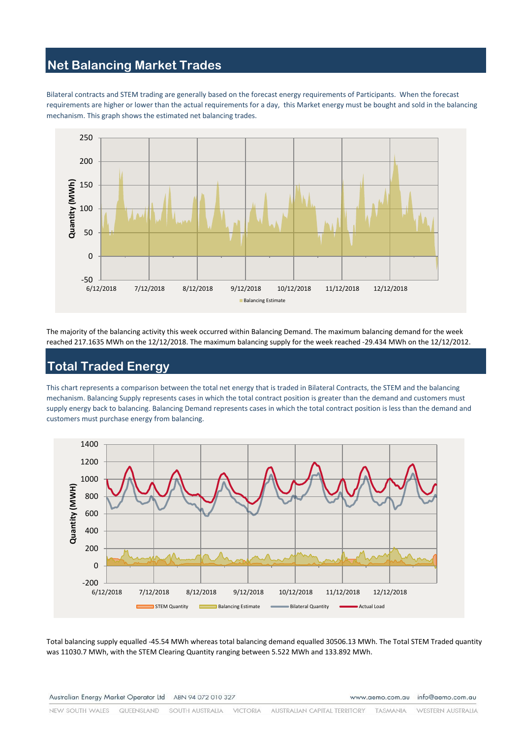## Net Balancing Market Trades

Bilateral contracts and STEM trading are generally based on the forecast energy requirements of Participants. When the forecast requirements are higher or lower than the actual requirements for a day, this Market energy must be bought and sold in the balancing mechanism. This graph shows the estimated net balancing trades.

The majority of the balancing activity this week occurred within Balancing Demand. The maximum balancing demand for the week reached 217.1635 MWh on the 12/12/2018. The maximum balancing supply for the week reached -29.434 MWh on the 12/12/2012.

## Total Traded Energy

This chart represents a comparison between the total net energy that is traded in Bilateral Contracts, the STEM and the balancing mechanism. Balancing Supply represents cases in which the total contract position is greater than the demand and customers must supply energy back to balancing. Balancing Demand represents cases in which the total contract position is less than the demand and customers must purchase energy from balancing.

Total balancing supply equalled -45.54 MWh whereas total balancing demand equalled 30506.13 MWh. The Total STEM Traded quantity was 11030.7 MWh, with the STEM Clearing Quantity ranging between 5.522 MWh and 133.892 MWh.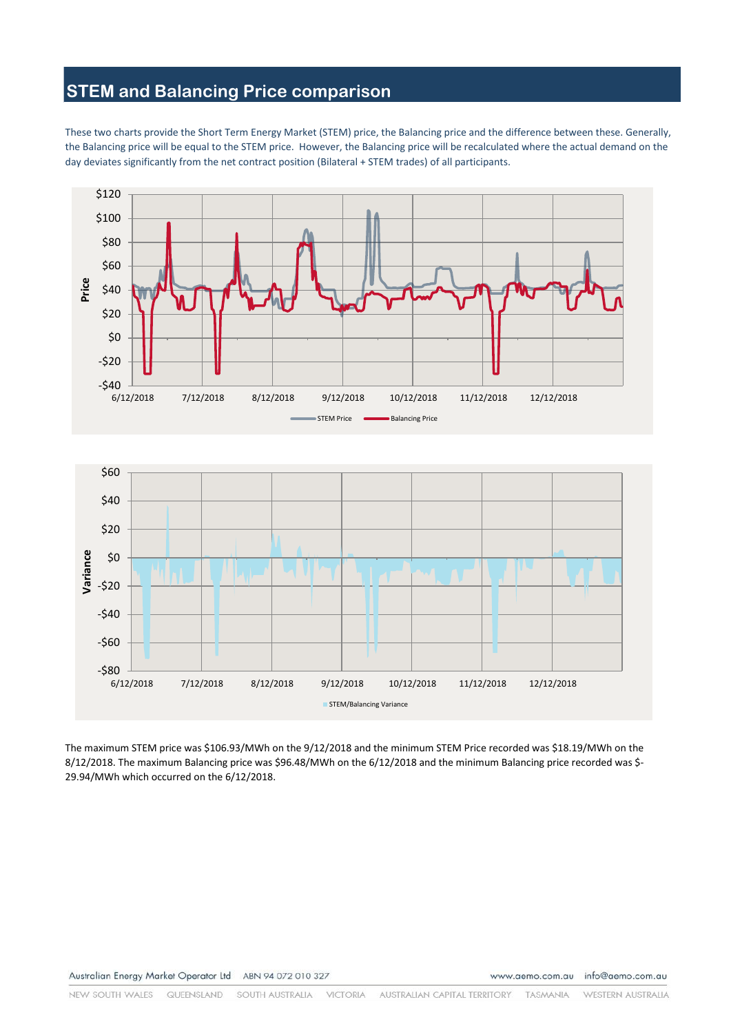## STEM and Balancing Price comparison

These two charts provide the Short Term Energy Market (STEM) price, the Balancing price and the difference between these. Generally, the Balancing price will be equal to the STEM price. However, the Balancing price will be recalculated where the actual demand on the day deviates significantly from the net contract position (Bilateral + STEM trades) of all participants.

Price
$120
$100
$80
$60
$40
$20
$0
-$20
-$40
6/12/2018
7/12/2018
8/12/2018
9/12/2018
10/12/2018
11/12/2018
12/12/2018
STEM Price
Balancing Price

Variance
$60
$40
$20
$0
-$20
-$40
-$60
-$80
6/12/2018
7/12/2018
8/12/2018
9/12/2018
10/12/2018
11/12/2018
12/12/2018
STEM/Balancing Variance

The maximum STEM price was $106.93/MWh on the 9/12/2018 and the minimum STEM Price recorded was $18.19/MWh on the 8/12/2018. The maximum Balancing price was $96.48/MWh on the 6/12/2018 and the minimum Balancing price recorded was $-29.94/MWh which occurred on the 6/12/2018.